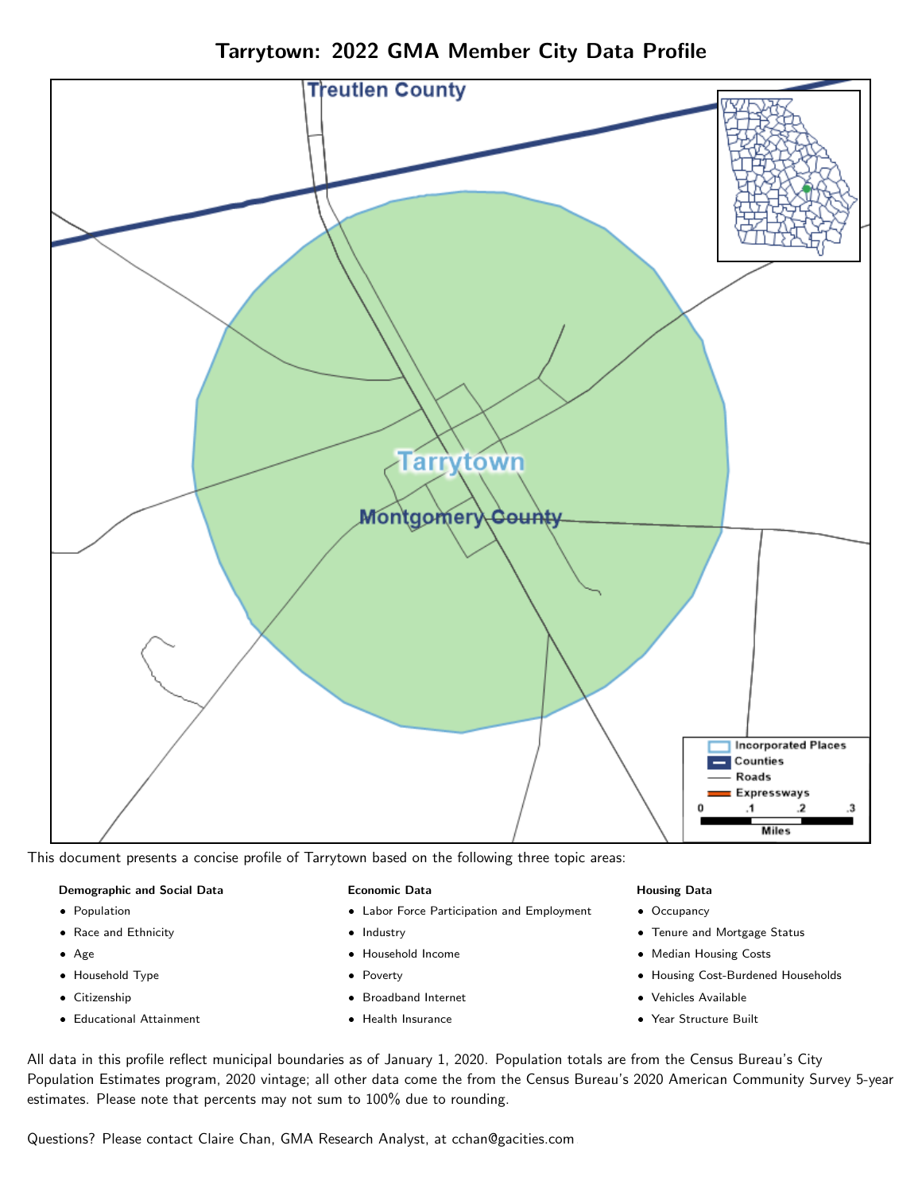# Tarrytown: 2022 GMA Member City Data Profile

This document presents a concise profile of Tarrytown based on the following three topic areas:

**Demographic and Social Data**

- Population
- Race and Ethnicity
- Age
- Household Type
- Citizenship
- Educational Attainment

**Economic Data**

- Labor Force Participation and Employment
- Industry
- Household Income
- Poverty
- Broadband Internet
- Health Insurance

**Housing Data**

- Occupancy
- Tenure and Mortgage Status
- Median Housing Costs
- Housing Cost-Burdened Households
- Vehicles Available
- Year Structure Built

All data in this profile reflect municipal boundaries as of January 1, 2020. Population totals are from the Census Bureau's City Population Estimates program, 2020 vintage; all other data come the from the Census Bureau's 2020 American Community Survey 5-year estimates. Please note that percents may not sum to 100% due to rounding.

Questions? Please contact Claire Chan, GMA Research Analyst, at cchan@gacities.com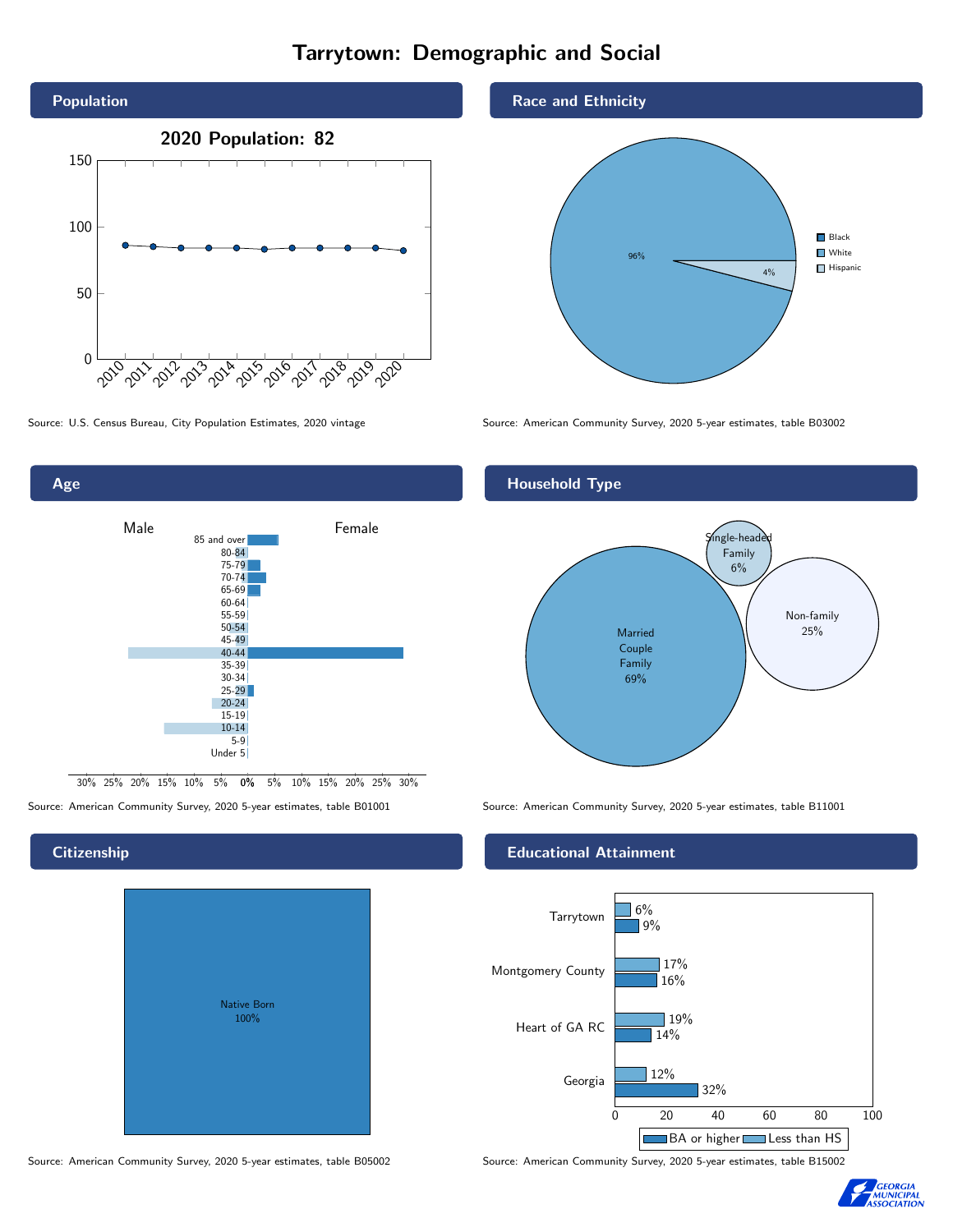# Tarrytown: Demographic and Social

## Population

**2020 Population: 82**

Source: U.S. Census Bureau, City Population Estimates, 2020 vintage

## Race and Ethnicity

- Black
- White: 96%
- Hispanic: 4%

Source: American Community Survey, 2020 5-year estimates, table B03002

## Age

Source: American Community Survey, 2020 5-year estimates, table B01001

## Household Type

- Married Couple Family 69%
- Single-headed Family 6%
- Non-family 25%

Source: American Community Survey, 2020 5-year estimates, table B11001

## Citizenship

Native Born 100%

Source: American Community Survey, 2020 5-year estimates, table B05002

## Educational Attainment

| | Less than HS | BA or higher |
|---|---|---|
| Tarrytown | 6% | 9% |
| Montgomery County | 17% | 16% |
| Heart of GA RC | 19% | 14% |
| Georgia | 12% | 32% |

Source: American Community Survey, 2020 5-year estimates, table B15002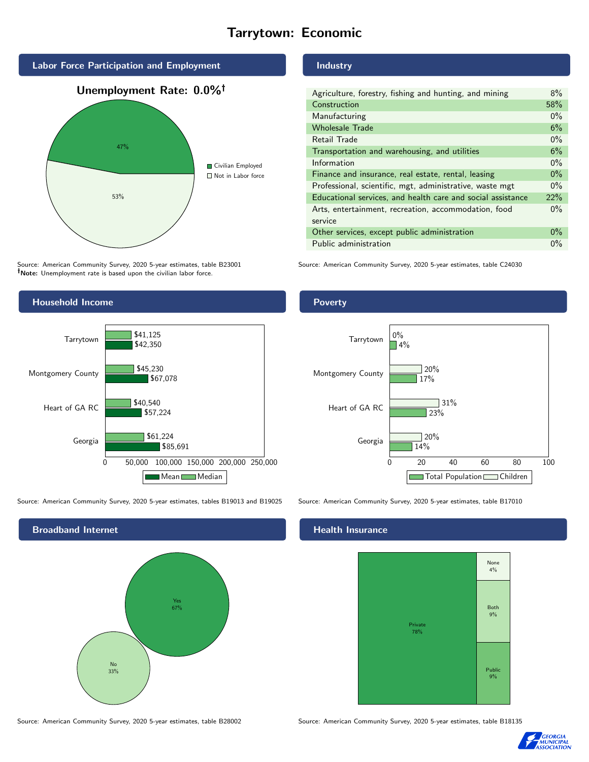# Tarrytown: Economic

## Labor Force Participation and Employment

**Unemployment Rate: 0.0%†**

| Category | Percent |
|---|---|
| Civilian Employed | 47% |
| Not in Labor force | 53% |

Source: American Community Survey, 2020 5-year estimates, table B23001
**†Note:** Unemployment rate is based upon the civilian labor force.

## Industry

| Industry | Percent |
|---|---|
| Agriculture, forestry, fishing and hunting, and mining | 8% |
| Construction | 58% |
| Manufacturing | 0% |
| Wholesale Trade | 6% |
| Retail Trade | 0% |
| Transportation and warehousing, and utilities | 6% |
| Information | 0% |
| Finance and insurance, real estate, rental, leasing | 0% |
| Professional, scientific, mgt, administrative, waste mgt | 0% |
| Educational services, and health care and social assistance | 22% |
| Arts, entertainment, recreation, accommodation, food service | 0% |
| Other services, except public administration | 0% |
| Public administration | 0% |

Source: American Community Survey, 2020 5-year estimates, table C24030

## Household Income

| Area | Median | Mean |
|---|---|---|
| Tarrytown | $41,125 | $42,350 |
| Montgomery County | $45,230 | $67,078 |
| Heart of GA RC | $40,540 | $57,224 |
| Georgia | $61,224 | $85,691 |

Source: American Community Survey, 2020 5-year estimates, tables B19013 and B19025

## Poverty

| Area | Children | Total Population |
|---|---|---|
| Tarrytown | 0% | 4% |
| Montgomery County | 20% | 17% |
| Heart of GA RC | 31% | 23% |
| Georgia | 20% | 14% |

Source: American Community Survey, 2020 5-year estimates, table B17010

## Broadband Internet

| Response | Percent |
|---|---|
| Yes | 67% |
| No | 33% |

Source: American Community Survey, 2020 5-year estimates, table B28002

## Health Insurance

| Type | Percent |
|---|---|
| Private | 78% |
| None | 4% |
| Both | 9% |
| Public | 9% |

Source: American Community Survey, 2020 5-year estimates, table B18135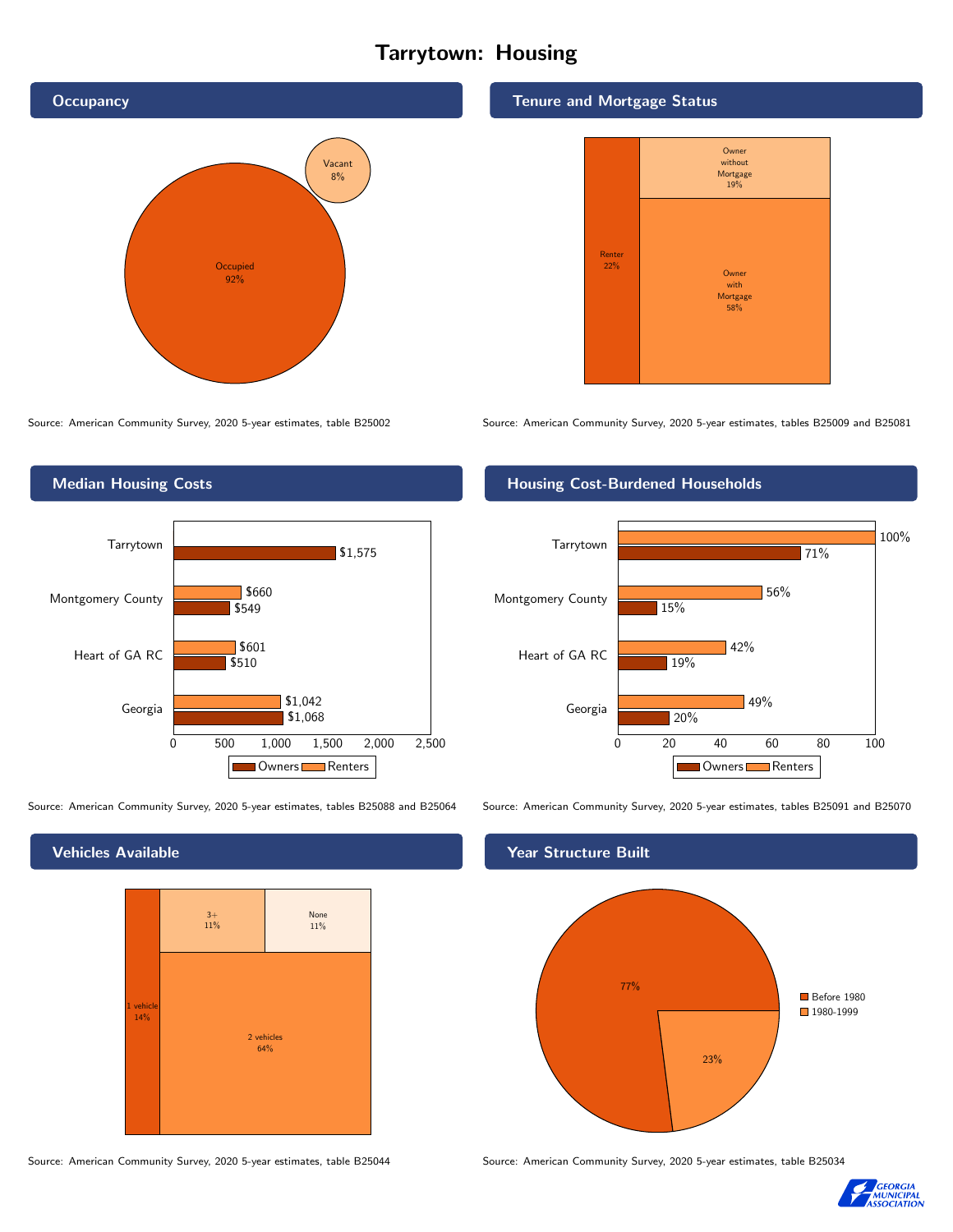# Tarrytown: Housing

## Occupancy

Vacant
8%

Occupied
92%

Source: American Community Survey, 2020 5-year estimates, table B25002

## Tenure and Mortgage Status

Owner without Mortgage
19%

Renter
22%

Owner with Mortgage
58%

Source: American Community Survey, 2020 5-year estimates, tables B25009 and B25081

## Median Housing Costs

Tarrytown
$1,575

Montgomery County
$660
$549

Heart of GA RC
$601
$510

Georgia
$1,042
$1,068

0 500 1,000 1,500 2,000 2,500

Owners Renters

Source: American Community Survey, 2020 5-year estimates, tables B25088 and B25064

## Housing Cost-Burdened Households

Tarrytown
100%
71%

Montgomery County
56%
15%

Heart of GA RC
42%
19%

Georgia
49%
20%

0 20 40 60 80 100

Owners Renters

Source: American Community Survey, 2020 5-year estimates, tables B25091 and B25070

## Vehicles Available

3+
11%

None
11%

1 vehicle
14%

2 vehicles
64%

Source: American Community Survey, 2020 5-year estimates, table B25044

## Year Structure Built

77%

23%

Before 1980
1980-1999

Source: American Community Survey, 2020 5-year estimates, table B25034